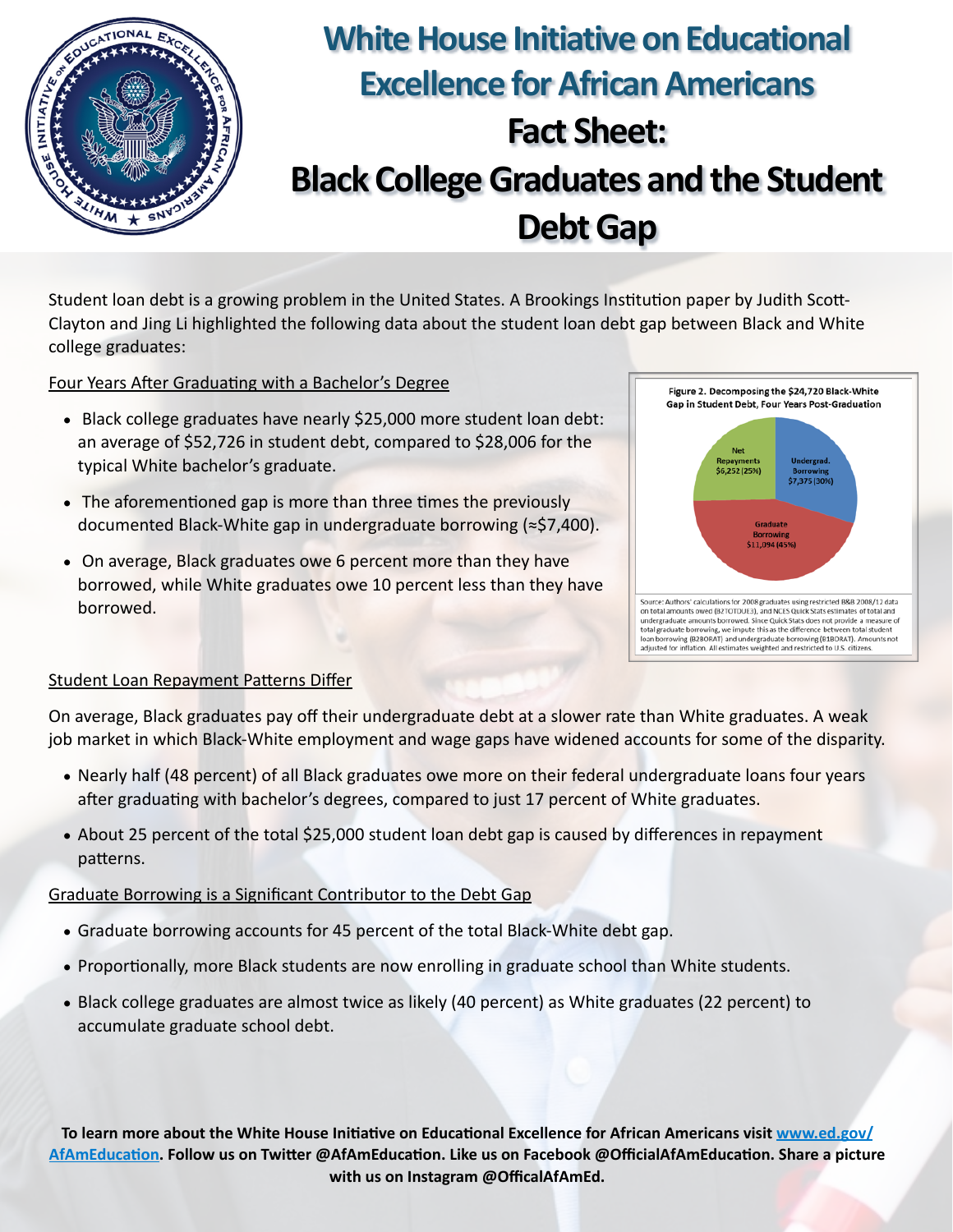# White House Initiative on Educational Excellence for African Americans

## Fact Sheet:

## Black College Graduates and the Student Debt Gap

Student loan debt is a growing problem in the United States. A Brookings Institution paper by Judith Scott-Clayton and Jing Li highlighted the following data about the student loan debt gap between Black and White college graduates:

Four Years After Graduating with a Bachelor's Degree

- Black college graduates have nearly $25,000 more student loan debt: an average of $52,726 in student debt, compared to $28,006 for the typical White bachelor's graduate.
- The aforementioned gap is more than three times the previously documented Black-White gap in undergraduate borrowing (≈$7,400).
- On average, Black graduates owe 6 percent more than they have borrowed, while White graduates owe 10 percent less than they have borrowed.

Figure 2. Decomposing the $24,720 Black-White Gap in Student Debt, Four Years Post-Graduation

Net Repayments $6,252 (25%)

Undergrad. Borrowing $7,375 (30%)

Graduate Borrowing $11,094 (45%)

Source: Authors' calculations for 2008 graduates using restricted B&B 2008/12 data on total amounts owed (B2TOTDUE3), and NCES Quick Stats estimates of total and undergraduate amounts borrowed. Since Quick Stats does not provide a measure of total graduate borrowing, we impute this as the difference between total student loan borrowing (B2BORAT) and undergraduate borrowing (B1BORAT). Amounts not adjusted for inflation. All estimates weighted and restricted to U.S. citizens.

Student Loan Repayment Patterns Differ

On average, Black graduates pay off their undergraduate debt at a slower rate than White graduates. A weak job market in which Black-White employment and wage gaps have widened accounts for some of the disparity.

- Nearly half (48 percent) of all Black graduates owe more on their federal undergraduate loans four years after graduating with bachelor's degrees, compared to just 17 percent of White graduates.
- About 25 percent of the total $25,000 student loan debt gap is caused by differences in repayment patterns.

Graduate Borrowing is a Significant Contributor to the Debt Gap

- Graduate borrowing accounts for 45 percent of the total Black-White debt gap.
- Proportionally, more Black students are now enrolling in graduate school than White students.
- Black college graduates are almost twice as likely (40 percent) as White graduates (22 percent) to accumulate graduate school debt.

**To learn more about the White House Initiative on Educational Excellence for African Americans visit [www.ed.gov/AfAmEducation](www.ed.gov/AfAmEducation). Follow us on Twitter @AfAmEducation. Like us on Facebook @OfficialAfAmEducation. Share a picture with us on Instagram @OfficalAfAmEd.**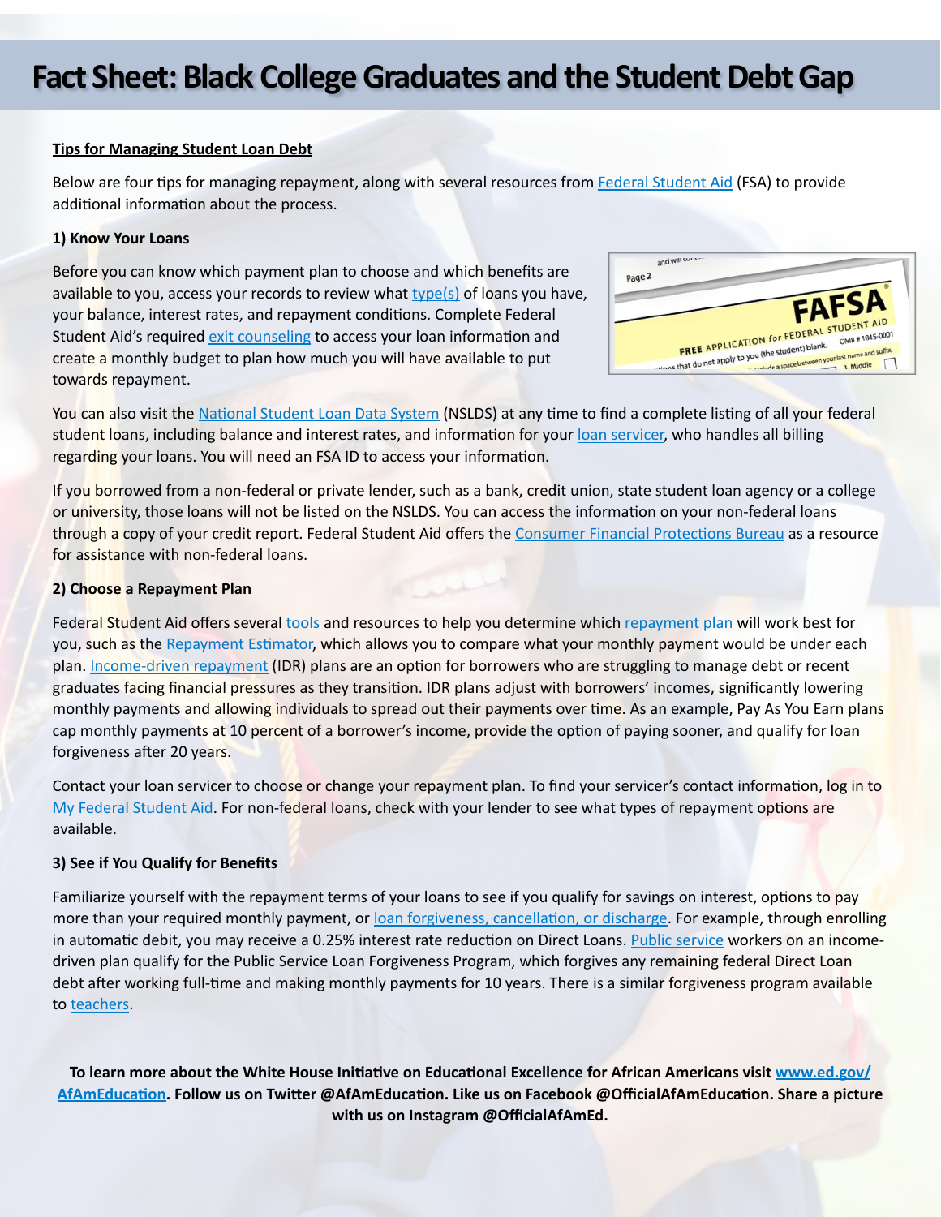# Fact Sheet: Black College Graduates and the Student Debt Gap

**Tips for Managing Student Loan Debt**

Below are four tips for managing repayment, along with several resources from Federal Student Aid (FSA) to provide additional information about the process.

**1) Know Your Loans**

Before you can know which payment plan to choose and which benefits are available to you, access your records to review what type(s) of loans you have, your balance, interest rates, and repayment conditions. Complete Federal Student Aid's required exit counseling to access your loan information and create a monthly budget to plan how much you will have available to put towards repayment.

You can also visit the National Student Loan Data System (NSLDS) at any time to find a complete listing of all your federal student loans, including balance and interest rates, and information for your loan servicer, who handles all billing regarding your loans. You will need an FSA ID to access your information.

If you borrowed from a non-federal or private lender, such as a bank, credit union, state student loan agency or a college or university, those loans will not be listed on the NSLDS. You can access the information on your non-federal loans through a copy of your credit report. Federal Student Aid offers the Consumer Financial Protections Bureau as a resource for assistance with non-federal loans.

**2) Choose a Repayment Plan**

Federal Student Aid offers several tools and resources to help you determine which repayment plan will work best for you, such as the Repayment Estimator, which allows you to compare what your monthly payment would be under each plan. Income-driven repayment (IDR) plans are an option for borrowers who are struggling to manage debt or recent graduates facing financial pressures as they transition. IDR plans adjust with borrowers' incomes, significantly lowering monthly payments and allowing individuals to spread out their payments over time. As an example, Pay As You Earn plans cap monthly payments at 10 percent of a borrower's income, provide the option of paying sooner, and qualify for loan forgiveness after 20 years.

Contact your loan servicer to choose or change your repayment plan. To find your servicer's contact information, log in to My Federal Student Aid. For non-federal loans, check with your lender to see what types of repayment options are available.

**3) See if You Qualify for Benefits**

Familiarize yourself with the repayment terms of your loans to see if you qualify for savings on interest, options to pay more than your required monthly payment, or loan forgiveness, cancellation, or discharge. For example, through enrolling in automatic debit, you may receive a 0.25% interest rate reduction on Direct Loans. Public service workers on an income-driven plan qualify for the Public Service Loan Forgiveness Program, which forgives any remaining federal Direct Loan debt after working full-time and making monthly payments for 10 years. There is a similar forgiveness program available to teachers.

**To learn more about the White House Initiative on Educational Excellence for African Americans visit www.ed.gov/AfAmEducation. Follow us on Twitter @AfAmEducation. Like us on Facebook @OfficialAfAmEducation. Share a picture with us on Instagram @OfficialAfAmEd.**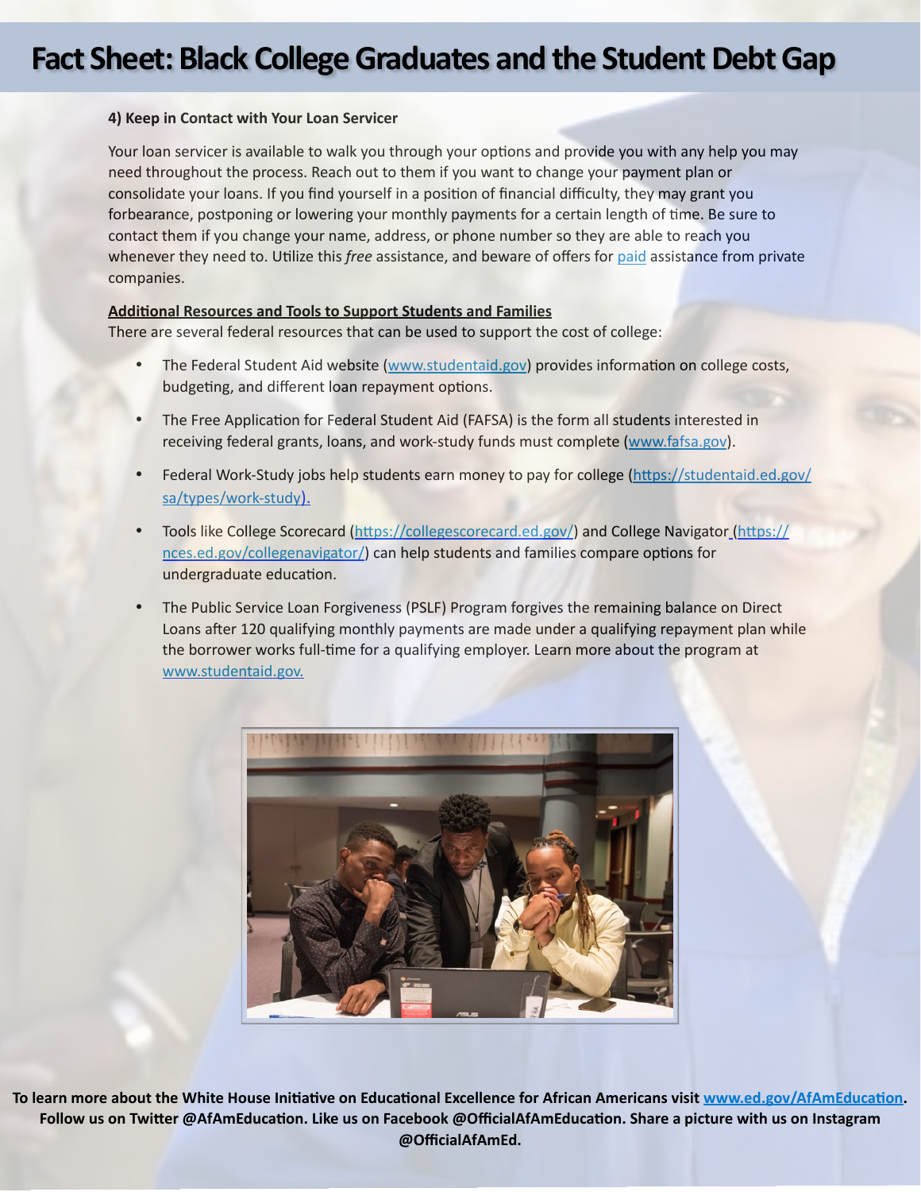# Fact Sheet: Black College Graduates and the Student Debt Gap

**4) Keep in Contact with Your Loan Servicer**

Your loan servicer is available to walk you through your options and provide you with any help you may need throughout the process. Reach out to them if you want to change your payment plan or consolidate your loans. If you find yourself in a position of financial difficulty, they may grant you forbearance, postponing or lowering your monthly payments for a certain length of time. Be sure to contact them if you change your name, address, or phone number so they are able to reach you whenever they need to. Utilize this *free* assistance, and beware of offers for paid assistance from private companies.

**Additional Resources and Tools to Support Students and Families**

There are several federal resources that can be used to support the cost of college:

- The Federal Student Aid website (www.studentaid.gov) provides information on college costs, budgeting, and different loan repayment options.
- The Free Application for Federal Student Aid (FAFSA) is the form all students interested in receiving federal grants, loans, and work-study funds must complete (www.fafsa.gov).
- Federal Work-Study jobs help students earn money to pay for college (https://studentaid.ed.gov/sa/types/work-study).
- Tools like College Scorecard (https://collegescorecard.ed.gov/) and College Navigator (https://nces.ed.gov/collegenavigator/) can help students and families compare options for undergraduate education.
- The Public Service Loan Forgiveness (PSLF) Program forgives the remaining balance on Direct Loans after 120 qualifying monthly payments are made under a qualifying repayment plan while the borrower works full-time for a qualifying employer. Learn more about the program at www.studentaid.gov.

**To learn more about the White House Initiative on Educational Excellence for African Americans visit www.ed.gov/AfAmEducation. Follow us on Twitter @AfAmEducation. Like us on Facebook @OfficialAfAmEducation. Share a picture with us on Instagram @OfficialAfAmEd.**